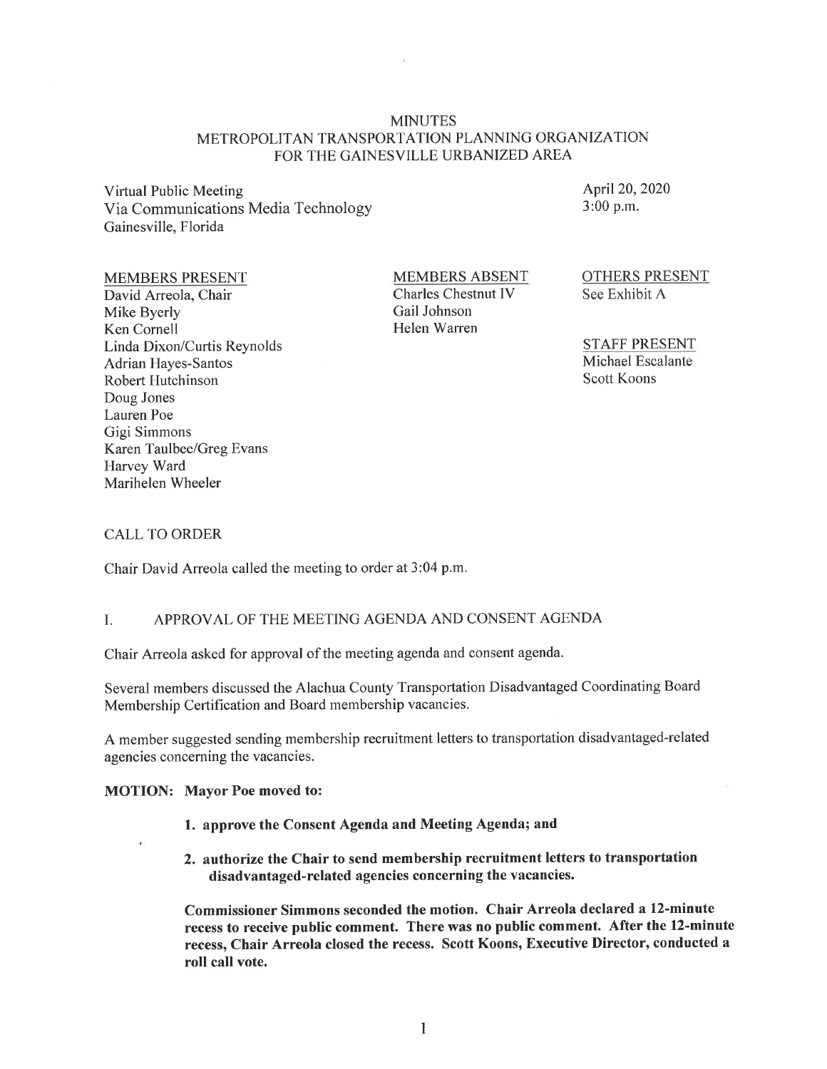# MINUTES
## METROPOLITAN TRANSPORTATION PLANNING ORGANIZATION FOR THE GAINESVILLE URBANIZED AREA

Virtual Public Meeting
Via Communications Media Technology
Gainesville, Florida

April 20, 2020
3:00 p.m.

MEMBERS PRESENT
David Arreola, Chair
Mike Byerly
Ken Cornell
Linda Dixon/Curtis Reynolds
Adrian Hayes-Santos
Robert Hutchinson
Doug Jones
Lauren Poe
Gigi Simmons
Karen Taulbee/Greg Evans
Harvey Ward
Marihelen Wheeler

MEMBERS ABSENT
Charles Chestnut IV
Gail Johnson
Helen Warren

OTHERS PRESENT
See Exhibit A

STAFF PRESENT
Michael Escalante
Scott Koons

CALL TO ORDER

Chair David Arreola called the meeting to order at 3:04 p.m.

I. APPROVAL OF THE MEETING AGENDA AND CONSENT AGENDA

Chair Arreola asked for approval of the meeting agenda and consent agenda.

Several members discussed the Alachua County Transportation Disadvantaged Coordinating Board Membership Certification and Board membership vacancies.

A member suggested sending membership recruitment letters to transportation disadvantaged-related agencies concerning the vacancies.

**MOTION: Mayor Poe moved to:**

1. **approve the Consent Agenda and Meeting Agenda; and**
2. **authorize the Chair to send membership recruitment letters to transportation disadvantaged-related agencies concerning the vacancies.**

**Commissioner Simmons seconded the motion. Chair Arreola declared a 12-minute recess to receive public comment. There was no public comment. After the 12-minute recess, Chair Arreola closed the recess. Scott Koons, Executive Director, conducted a roll call vote.**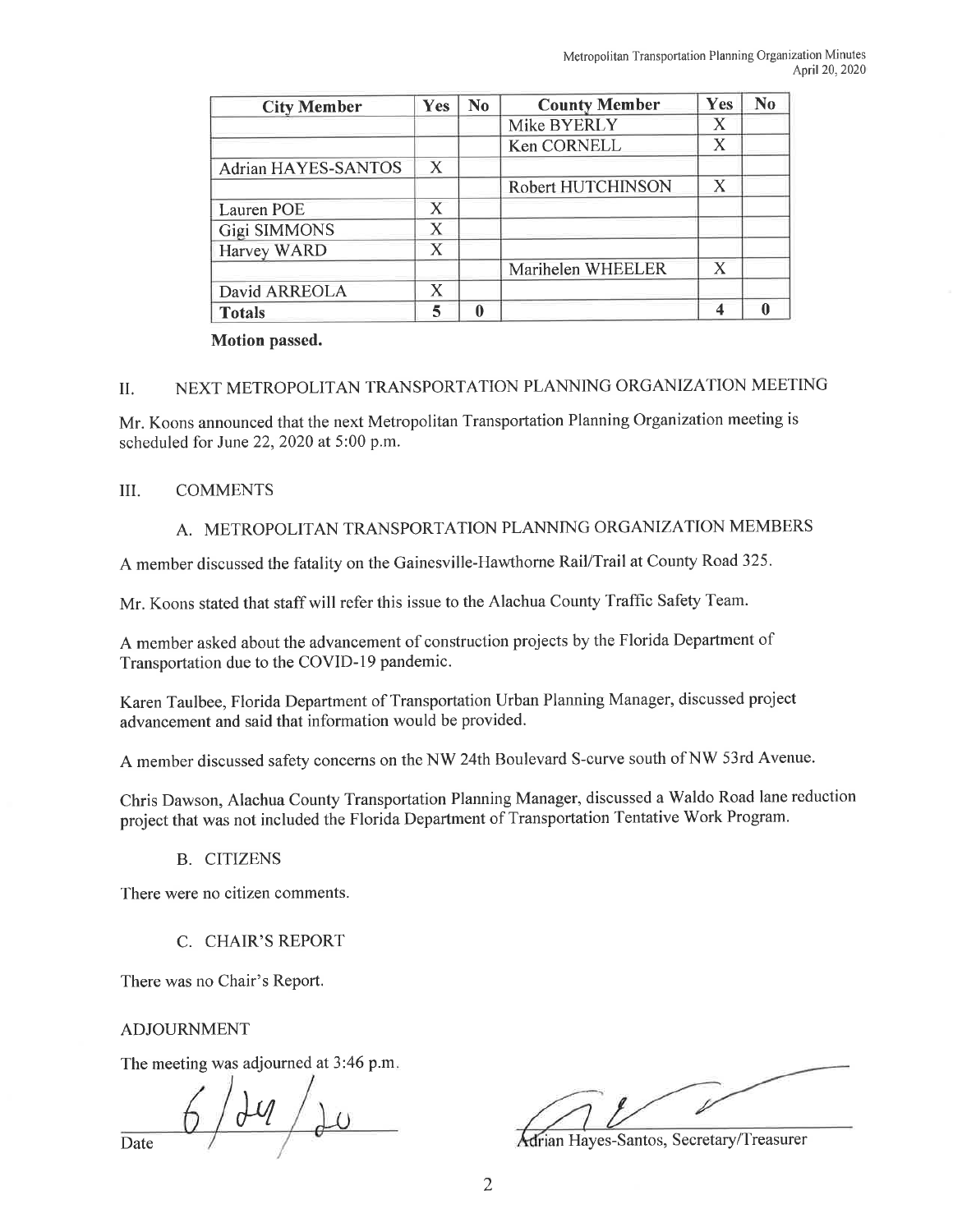| City Member | Yes | No | County Member | Yes | No |
|---|---|---|---|---|---|
| | | | Mike BYERLY | X | |
| | | | Ken CORNELL | X | |
| Adrian HAYES-SANTOS | X | | | | |
| | | | Robert HUTCHINSON | X | |
| Lauren POE | X | | | | |
| Gigi SIMMONS | X | | | | |
| Harvey WARD | X | | | | |
| | | | Marihelen WHEELER | X | |
| David ARREOLA | X | | | | |
| **Totals** | **5** | **0** | | **4** | **0** |

**Motion passed.**

## II. NEXT METROPOLITAN TRANSPORTATION PLANNING ORGANIZATION MEETING

Mr. Koons announced that the next Metropolitan Transportation Planning Organization meeting is scheduled for June 22, 2020 at 5:00 p.m.

## III. COMMENTS

### A. METROPOLITAN TRANSPORTATION PLANNING ORGANIZATION MEMBERS

A member discussed the fatality on the Gainesville-Hawthorne Rail/Trail at County Road 325.

Mr. Koons stated that staff will refer this issue to the Alachua County Traffic Safety Team.

A member asked about the advancement of construction projects by the Florida Department of Transportation due to the COVID-19 pandemic.

Karen Taulbee, Florida Department of Transportation Urban Planning Manager, discussed project advancement and said that information would be provided.

A member discussed safety concerns on the NW 24th Boulevard S-curve south of NW 53rd Avenue.

Chris Dawson, Alachua County Transportation Planning Manager, discussed a Waldo Road lane reduction project that was not included the Florida Department of Transportation Tentative Work Program.

### B. CITIZENS

There were no citizen comments.

### C. CHAIR'S REPORT

There was no Chair's Report.

## ADJOURNMENT

The meeting was adjourned at 3:46 p.m.

6/24/20
Date

Adrian Hayes-Santos, Secretary/Treasurer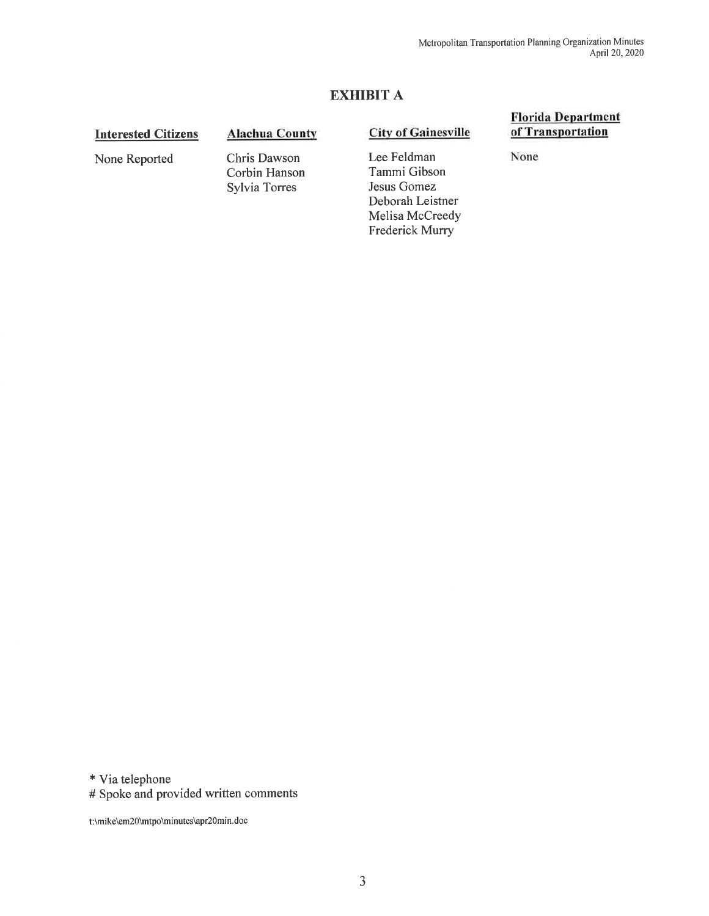# EXHIBIT A

| Interested Citizens | Alachua County | City of Gainesville | Florida Department of Transportation |
|---|---|---|---|
| None Reported | Chris Dawson | Lee Feldman | None |
| | Corbin Hanson | Tammi Gibson | |
| | Sylvia Torres | Jesus Gomez | |
| | | Deborah Leistner | |
| | | Melisa McCreedy | |
| | | Frederick Murry | |

\* Via telephone
# Spoke and provided written comments

t:\mike\em20\mtpo\minutes\apr20min.doc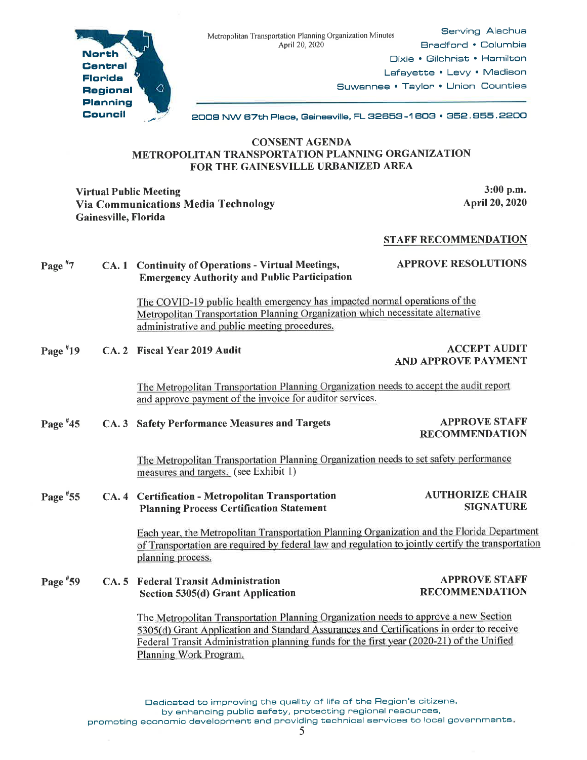**North Central Florida Regional Planning Council**

Metropolitan Transportation Planning Organization Minutes
April 20, 2020

Serving Alachua
Bradford • Columbia
Dixie • Gilchrist • Hamilton
Lafayette • Levy • Madison
Suwannee • Taylor • Union Counties

2009 NW 67th Place, Gainesville, FL 32653-1603 • 352.955.2200

## CONSENT AGENDA
## METROPOLITAN TRANSPORTATION PLANNING ORGANIZATION FOR THE GAINESVILLE URBANIZED AREA

**Virtual Public Meeting**
**Via Communications Media Technology**
**Gainesville, Florida**

**3:00 p.m.**
**April 20, 2020**

**STAFF RECOMMENDATION**

**Page #7 — CA. 1 Continuity of Operations - Virtual Meetings, Emergency Authority and Public Participation** — **APPROVE RESOLUTIONS**

The COVID-19 public health emergency has impacted normal operations of the Metropolitan Transportation Planning Organization which necessitate alternative administrative and public meeting procedures.

**Page #19 — CA. 2 Fiscal Year 2019 Audit** — **ACCEPT AUDIT AND APPROVE PAYMENT**

The Metropolitan Transportation Planning Organization needs to accept the audit report and approve payment of the invoice for auditor services.

**Page #45 — CA. 3 Safety Performance Measures and Targets** — **APPROVE STAFF RECOMMENDATION**

The Metropolitan Transportation Planning Organization needs to set safety performance measures and targets. (see Exhibit 1)

**Page #55 — CA. 4 Certification - Metropolitan Transportation Planning Process Certification Statement** — **AUTHORIZE CHAIR SIGNATURE**

Each year, the Metropolitan Transportation Planning Organization and the Florida Department of Transportation are required by federal law and regulation to jointly certify the transportation planning process.

**Page #59 — CA. 5 Federal Transit Administration Section 5305(d) Grant Application** — **APPROVE STAFF RECOMMENDATION**

The Metropolitan Transportation Planning Organization needs to approve a new Section 5305(d) Grant Application and Standard Assurances and Certifications in order to receive Federal Transit Administration planning funds for the first year (2020-21) of the Unified Planning Work Program.

Dedicated to improving the quality of life of the Region's citizens, by enhancing public safety, protecting regional resources, promoting economic development and providing technical services to local governments.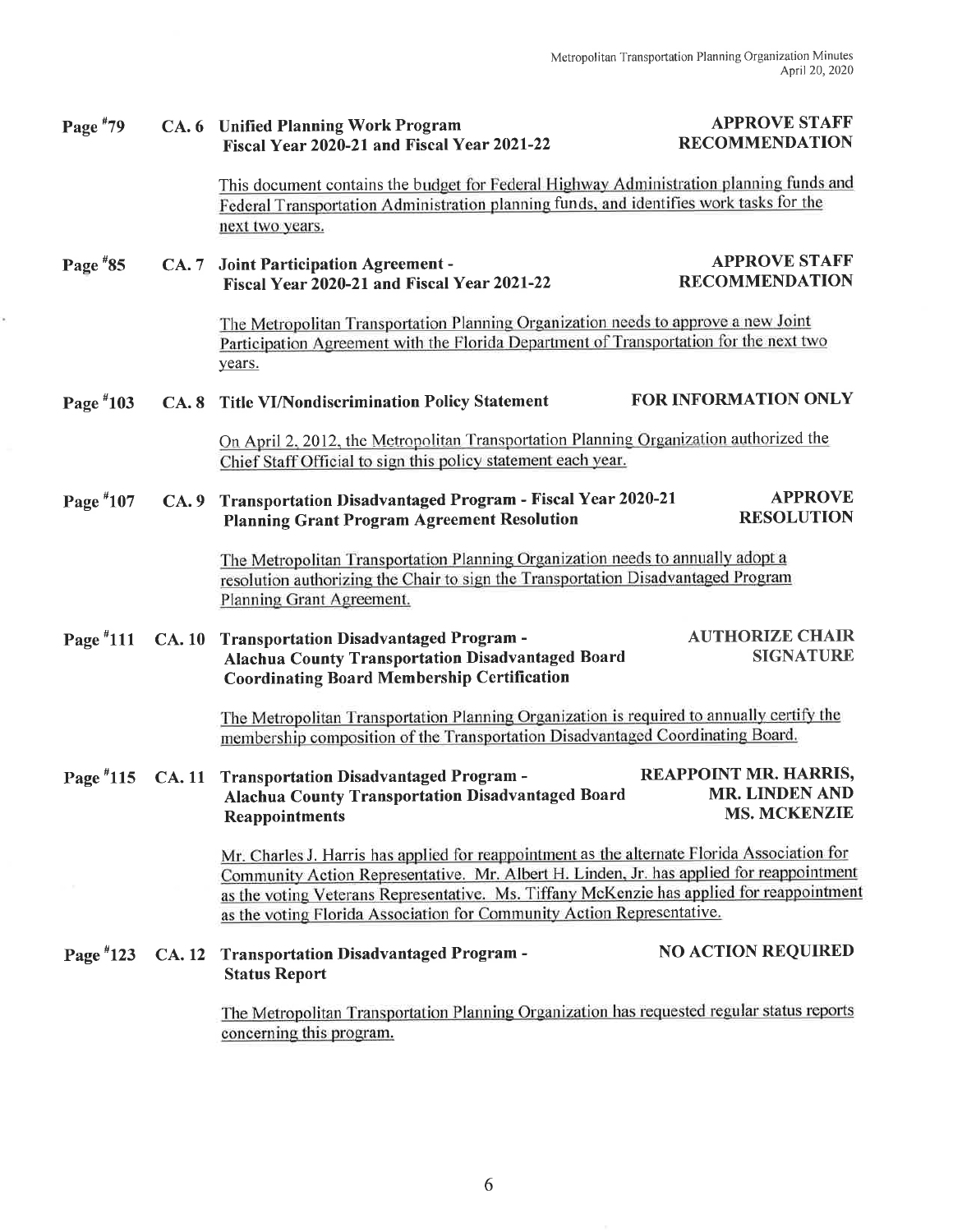**Page #79 CA. 6 Unified Planning Work Program Fiscal Year 2020-21 and Fiscal Year 2021-22** — **APPROVE STAFF RECOMMENDATION**

This document contains the budget for Federal Highway Administration planning funds and Federal Transportation Administration planning funds, and identifies work tasks for the next two years.

**Page #85 CA. 7 Joint Participation Agreement - Fiscal Year 2020-21 and Fiscal Year 2021-22** — **APPROVE STAFF RECOMMENDATION**

The Metropolitan Transportation Planning Organization needs to approve a new Joint Participation Agreement with the Florida Department of Transportation for the next two years.

**Page #103 CA. 8 Title VI/Nondiscrimination Policy Statement** — **FOR INFORMATION ONLY**

On April 2, 2012, the Metropolitan Transportation Planning Organization authorized the Chief Staff Official to sign this policy statement each year.

**Page #107 CA. 9 Transportation Disadvantaged Program - Fiscal Year 2020-21 Planning Grant Program Agreement Resolution** — **APPROVE RESOLUTION**

The Metropolitan Transportation Planning Organization needs to annually adopt a resolution authorizing the Chair to sign the Transportation Disadvantaged Program Planning Grant Agreement.

**Page #111 CA. 10 Transportation Disadvantaged Program - Alachua County Transportation Disadvantaged Board Coordinating Board Membership Certification** — **AUTHORIZE CHAIR SIGNATURE**

The Metropolitan Transportation Planning Organization is required to annually certify the membership composition of the Transportation Disadvantaged Coordinating Board.

**Page #115 CA. 11 Transportation Disadvantaged Program - Alachua County Transportation Disadvantaged Board Reappointments** — **REAPPOINT MR. HARRIS, MR. LINDEN AND MS. MCKENZIE**

Mr. Charles J. Harris has applied for reappointment as the alternate Florida Association for Community Action Representative. Mr. Albert H. Linden, Jr. has applied for reappointment as the voting Veterans Representative. Ms. Tiffany McKenzie has applied for reappointment as the voting Florida Association for Community Action Representative.

**Page #123 CA. 12 Transportation Disadvantaged Program - Status Report** — **NO ACTION REQUIRED**

The Metropolitan Transportation Planning Organization has requested regular status reports concerning this program.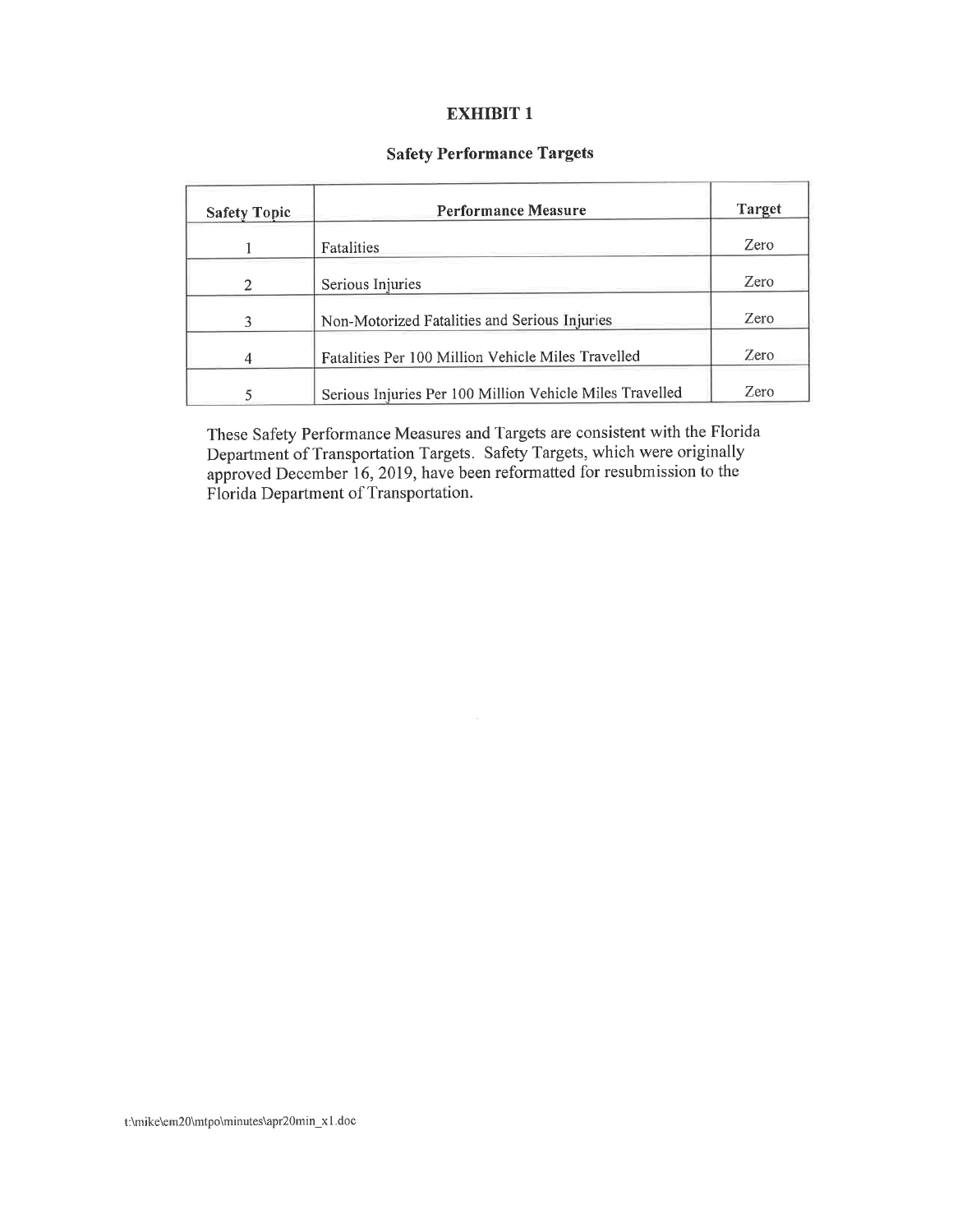# EXHIBIT 1

## Safety Performance Targets

| Safety Topic | Performance Measure | Target |
| --- | --- | --- |
| 1 | Fatalities | Zero |
| 2 | Serious Injuries | Zero |
| 3 | Non-Motorized Fatalities and Serious Injuries | Zero |
| 4 | Fatalities Per 100 Million Vehicle Miles Travelled | Zero |
| 5 | Serious Injuries Per 100 Million Vehicle Miles Travelled | Zero |

These Safety Performance Measures and Targets are consistent with the Florida Department of Transportation Targets. Safety Targets, which were originally approved December 16, 2019, have been reformatted for resubmission to the Florida Department of Transportation.

t:\mike\em20\mtpo\minutes\apr20min_x1.doc